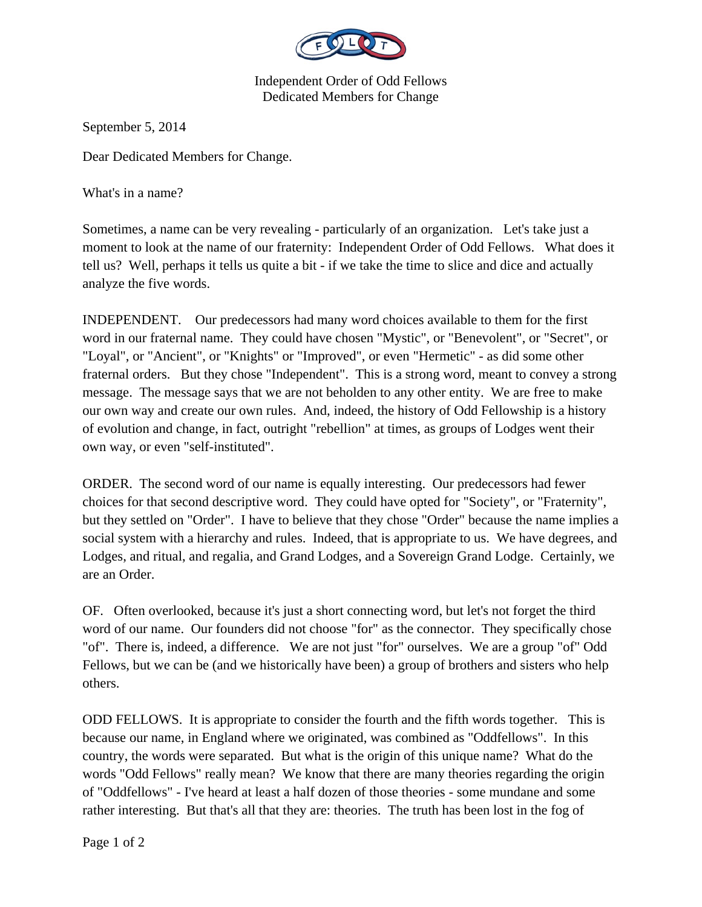Independent Order of Odd Fellows
Dedicated Members for Change

September 5, 2014

Dear Dedicated Members for Change.

What's in a name?

Sometimes, a name can be very revealing - particularly of an organization. Let's take just a moment to look at the name of our fraternity: Independent Order of Odd Fellows. What does it tell us? Well, perhaps it tells us quite a bit - if we take the time to slice and dice and actually analyze the five words.

INDEPENDENT. Our predecessors had many word choices available to them for the first word in our fraternal name. They could have chosen "Mystic", or "Benevolent", or "Secret", or "Loyal", or "Ancient", or "Knights" or "Improved", or even "Hermetic" - as did some other fraternal orders. But they chose "Independent". This is a strong word, meant to convey a strong message. The message says that we are not beholden to any other entity. We are free to make our own way and create our own rules. And, indeed, the history of Odd Fellowship is a history of evolution and change, in fact, outright "rebellion" at times, as groups of Lodges went their own way, or even "self-instituted".

ORDER. The second word of our name is equally interesting. Our predecessors had fewer choices for that second descriptive word. They could have opted for "Society", or "Fraternity", but they settled on "Order". I have to believe that they chose "Order" because the name implies a social system with a hierarchy and rules. Indeed, that is appropriate to us. We have degrees, and Lodges, and ritual, and regalia, and Grand Lodges, and a Sovereign Grand Lodge. Certainly, we are an Order.

OF. Often overlooked, because it's just a short connecting word, but let's not forget the third word of our name. Our founders did not choose "for" as the connector. They specifically chose "of". There is, indeed, a difference. We are not just "for" ourselves. We are a group "of" Odd Fellows, but we can be (and we historically have been) a group of brothers and sisters who help others.

ODD FELLOWS. It is appropriate to consider the fourth and the fifth words together. This is because our name, in England where we originated, was combined as "Oddfellows". In this country, the words were separated. But what is the origin of this unique name? What do the words "Odd Fellows" really mean? We know that there are many theories regarding the origin of "Oddfellows" - I've heard at least a half dozen of those theories - some mundane and some rather interesting. But that's all that they are: theories. The truth has been lost in the fog of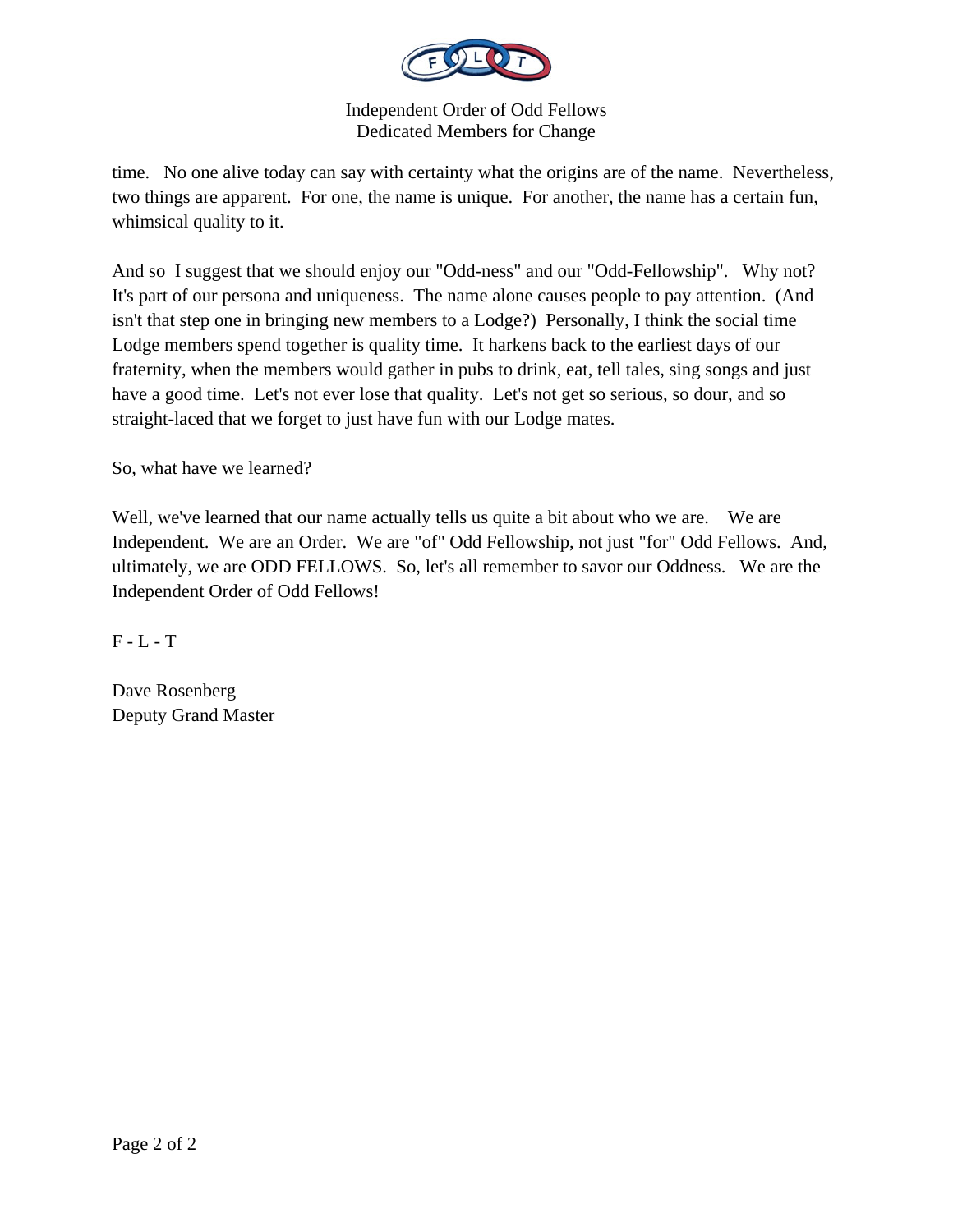time. No one alive today can say with certainty what the origins are of the name. Nevertheless, two things are apparent. For one, the name is unique. For another, the name has a certain fun, whimsical quality to it.

And so I suggest that we should enjoy our "Odd-ness" and our "Odd-Fellowship". Why not? It's part of our persona and uniqueness. The name alone causes people to pay attention. (And isn't that step one in bringing new members to a Lodge?) Personally, I think the social time Lodge members spend together is quality time. It harkens back to the earliest days of our fraternity, when the members would gather in pubs to drink, eat, tell tales, sing songs and just have a good time. Let's not ever lose that quality. Let's not get so serious, so dour, and so straight-laced that we forget to just have fun with our Lodge mates.

So, what have we learned?

Well, we've learned that our name actually tells us quite a bit about who we are. We are Independent. We are an Order. We are "of" Odd Fellowship, not just "for" Odd Fellows. And, ultimately, we are ODD FELLOWS. So, let's all remember to savor our Oddness. We are the Independent Order of Odd Fellows!

F - L - T

Dave Rosenberg
Deputy Grand Master